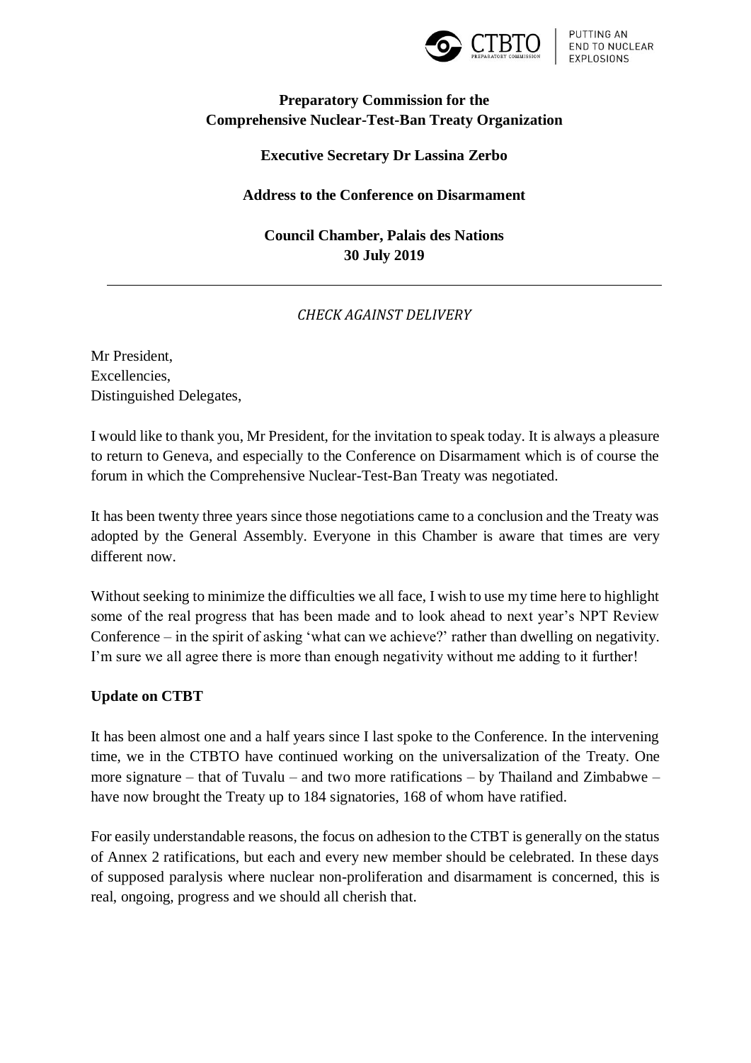**Preparatory Commission for the Comprehensive Nuclear-Test-Ban Treaty Organization**

**Executive Secretary Dr Lassina Zerbo**

**Address to the Conference on Disarmament**

**Council Chamber, Palais des Nations**
**30 July 2019**

---

*CHECK AGAINST DELIVERY*

Mr President,
Excellencies,
Distinguished Delegates,

I would like to thank you, Mr President, for the invitation to speak today. It is always a pleasure to return to Geneva, and especially to the Conference on Disarmament which is of course the forum in which the Comprehensive Nuclear-Test-Ban Treaty was negotiated.

It has been twenty three years since those negotiations came to a conclusion and the Treaty was adopted by the General Assembly. Everyone in this Chamber is aware that times are very different now.

Without seeking to minimize the difficulties we all face, I wish to use my time here to highlight some of the real progress that has been made and to look ahead to next year's NPT Review Conference – in the spirit of asking 'what can we achieve?' rather than dwelling on negativity. I'm sure we all agree there is more than enough negativity without me adding to it further!

**Update on CTBT**

It has been almost one and a half years since I last spoke to the Conference. In the intervening time, we in the CTBTO have continued working on the universalization of the Treaty. One more signature – that of Tuvalu – and two more ratifications – by Thailand and Zimbabwe – have now brought the Treaty up to 184 signatories, 168 of whom have ratified.

For easily understandable reasons, the focus on adhesion to the CTBT is generally on the status of Annex 2 ratifications, but each and every new member should be celebrated. In these days of supposed paralysis where nuclear non-proliferation and disarmament is concerned, this is real, ongoing, progress and we should all cherish that.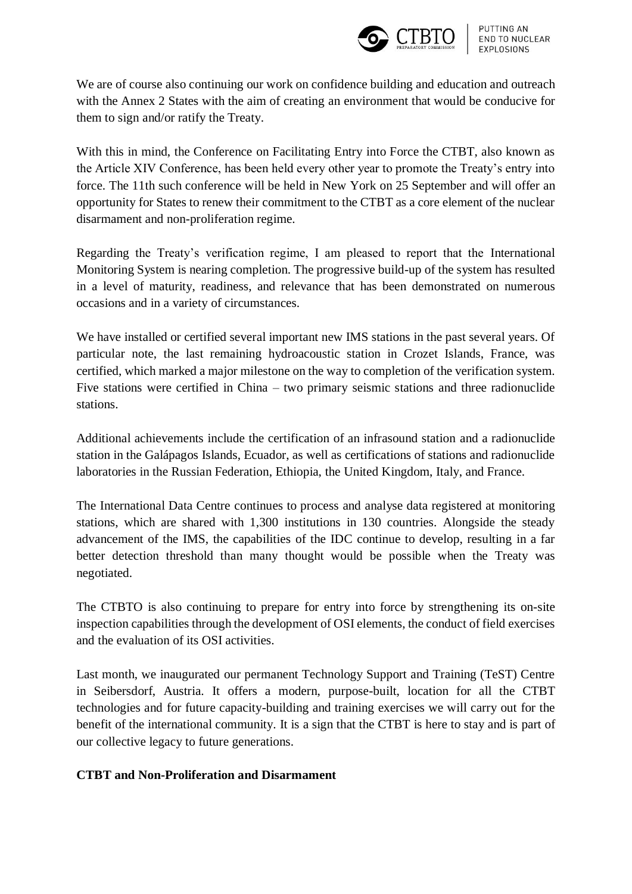We are of course also continuing our work on confidence building and education and outreach with the Annex 2 States with the aim of creating an environment that would be conducive for them to sign and/or ratify the Treaty.

With this in mind, the Conference on Facilitating Entry into Force the CTBT, also known as the Article XIV Conference, has been held every other year to promote the Treaty's entry into force. The 11th such conference will be held in New York on 25 September and will offer an opportunity for States to renew their commitment to the CTBT as a core element of the nuclear disarmament and non-proliferation regime.

Regarding the Treaty's verification regime, I am pleased to report that the International Monitoring System is nearing completion. The progressive build-up of the system has resulted in a level of maturity, readiness, and relevance that has been demonstrated on numerous occasions and in a variety of circumstances.

We have installed or certified several important new IMS stations in the past several years. Of particular note, the last remaining hydroacoustic station in Crozet Islands, France, was certified, which marked a major milestone on the way to completion of the verification system. Five stations were certified in China – two primary seismic stations and three radionuclide stations.

Additional achievements include the certification of an infrasound station and a radionuclide station in the Galápagos Islands, Ecuador, as well as certifications of stations and radionuclide laboratories in the Russian Federation, Ethiopia, the United Kingdom, Italy, and France.

The International Data Centre continues to process and analyse data registered at monitoring stations, which are shared with 1,300 institutions in 130 countries. Alongside the steady advancement of the IMS, the capabilities of the IDC continue to develop, resulting in a far better detection threshold than many thought would be possible when the Treaty was negotiated.

The CTBTO is also continuing to prepare for entry into force by strengthening its on-site inspection capabilities through the development of OSI elements, the conduct of field exercises and the evaluation of its OSI activities.

Last month, we inaugurated our permanent Technology Support and Training (TeST) Centre in Seibersdorf, Austria. It offers a modern, purpose-built, location for all the CTBT technologies and for future capacity-building and training exercises we will carry out for the benefit of the international community. It is a sign that the CTBT is here to stay and is part of our collective legacy to future generations.

**CTBT and Non-Proliferation and Disarmament**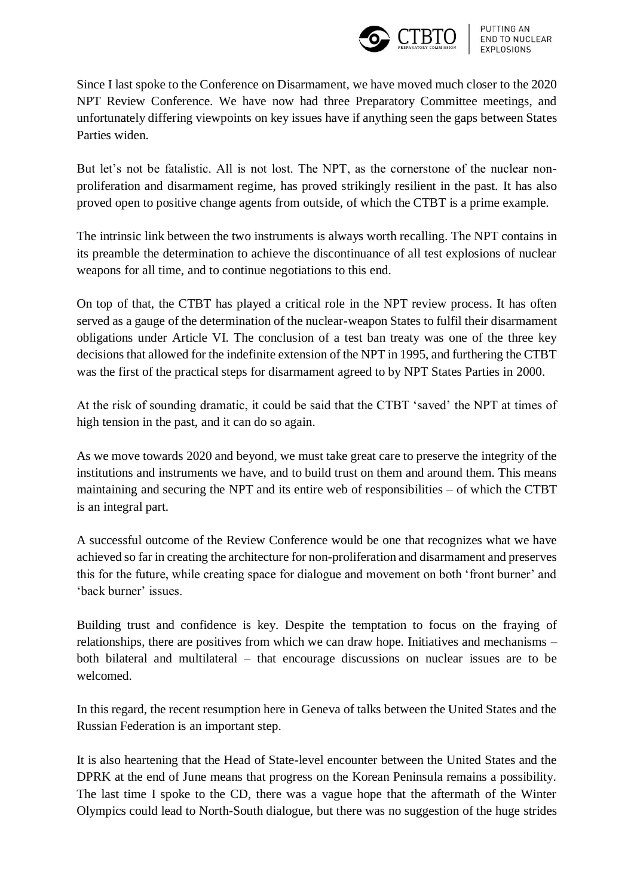Since I last spoke to the Conference on Disarmament, we have moved much closer to the 2020 NPT Review Conference. We have now had three Preparatory Committee meetings, and unfortunately differing viewpoints on key issues have if anything seen the gaps between States Parties widen.

But let's not be fatalistic. All is not lost. The NPT, as the cornerstone of the nuclear non-proliferation and disarmament regime, has proved strikingly resilient in the past. It has also proved open to positive change agents from outside, of which the CTBT is a prime example.

The intrinsic link between the two instruments is always worth recalling. The NPT contains in its preamble the determination to achieve the discontinuance of all test explosions of nuclear weapons for all time, and to continue negotiations to this end.

On top of that, the CTBT has played a critical role in the NPT review process. It has often served as a gauge of the determination of the nuclear-weapon States to fulfil their disarmament obligations under Article VI. The conclusion of a test ban treaty was one of the three key decisions that allowed for the indefinite extension of the NPT in 1995, and furthering the CTBT was the first of the practical steps for disarmament agreed to by NPT States Parties in 2000.

At the risk of sounding dramatic, it could be said that the CTBT 'saved' the NPT at times of high tension in the past, and it can do so again.

As we move towards 2020 and beyond, we must take great care to preserve the integrity of the institutions and instruments we have, and to build trust on them and around them. This means maintaining and securing the NPT and its entire web of responsibilities – of which the CTBT is an integral part.

A successful outcome of the Review Conference would be one that recognizes what we have achieved so far in creating the architecture for non-proliferation and disarmament and preserves this for the future, while creating space for dialogue and movement on both 'front burner' and 'back burner' issues.

Building trust and confidence is key. Despite the temptation to focus on the fraying of relationships, there are positives from which we can draw hope. Initiatives and mechanisms – both bilateral and multilateral – that encourage discussions on nuclear issues are to be welcomed.

In this regard, the recent resumption here in Geneva of talks between the United States and the Russian Federation is an important step.

It is also heartening that the Head of State-level encounter between the United States and the DPRK at the end of June means that progress on the Korean Peninsula remains a possibility. The last time I spoke to the CD, there was a vague hope that the aftermath of the Winter Olympics could lead to North-South dialogue, but there was no suggestion of the huge strides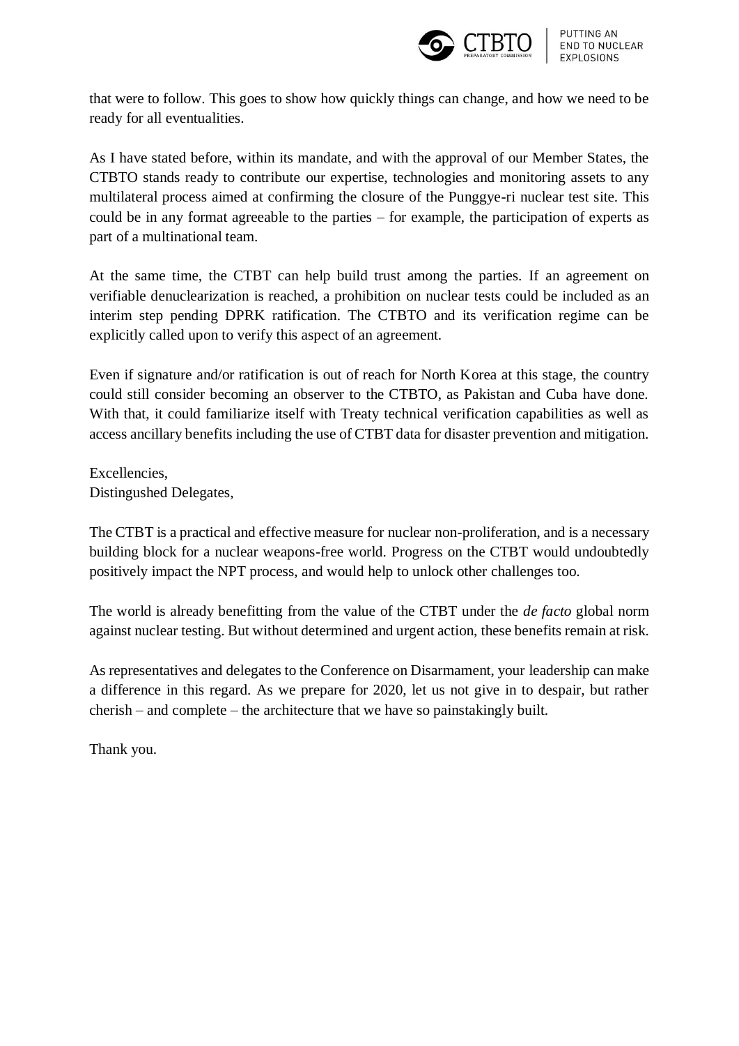that were to follow. This goes to show how quickly things can change, and how we need to be ready for all eventualities.

As I have stated before, within its mandate, and with the approval of our Member States, the CTBTO stands ready to contribute our expertise, technologies and monitoring assets to any multilateral process aimed at confirming the closure of the Punggye-ri nuclear test site. This could be in any format agreeable to the parties – for example, the participation of experts as part of a multinational team.

At the same time, the CTBT can help build trust among the parties. If an agreement on verifiable denuclearization is reached, a prohibition on nuclear tests could be included as an interim step pending DPRK ratification. The CTBTO and its verification regime can be explicitly called upon to verify this aspect of an agreement.

Even if signature and/or ratification is out of reach for North Korea at this stage, the country could still consider becoming an observer to the CTBTO, as Pakistan and Cuba have done. With that, it could familiarize itself with Treaty technical verification capabilities as well as access ancillary benefits including the use of CTBT data for disaster prevention and mitigation.

Excellencies,
Distingushed Delegates,

The CTBT is a practical and effective measure for nuclear non-proliferation, and is a necessary building block for a nuclear weapons-free world. Progress on the CTBT would undoubtedly positively impact the NPT process, and would help to unlock other challenges too.

The world is already benefitting from the value of the CTBT under the *de facto* global norm against nuclear testing. But without determined and urgent action, these benefits remain at risk.

As representatives and delegates to the Conference on Disarmament, your leadership can make a difference in this regard. As we prepare for 2020, let us not give in to despair, but rather cherish – and complete – the architecture that we have so painstakingly built.

Thank you.